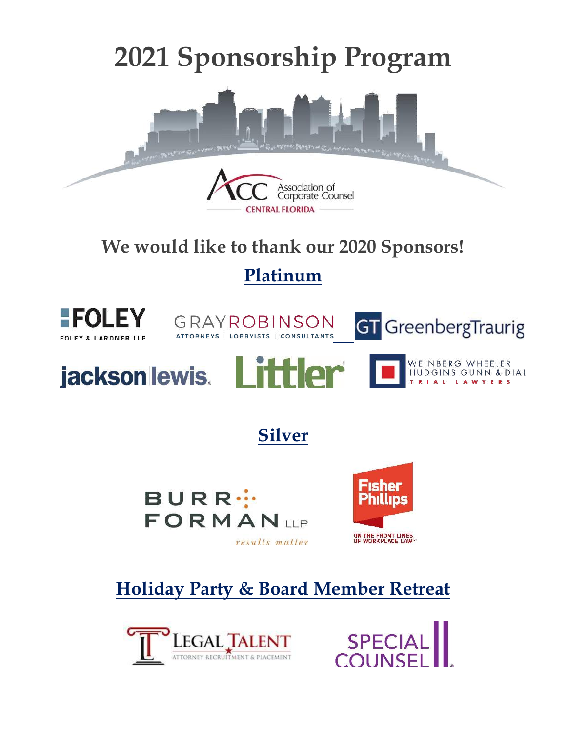# 2021 Sponsorship Program

Association of Corporate Counsel

CENTRAL FLORIDA

## We would like to thank our 2020 Sponsors!

### Platinum

FOLEY — FOLEY & LARDNER LLP

GRAYROBINSON — ATTORNEYS | LOBBYISTS | CONSULTANTS

GT GreenbergTraurig

jackson lewis.

Littler

WEINBERG WHEELER HUDGINS GUNN & DIAL — TRIAL LAWYERS

### Silver

BURR FORMAN LLP — results matter

Fisher Phillips — ON THE FRONT LINES OF WORKPLACE LAW

### Holiday Party & Board Member Retreat

LEGAL TALENT — ATTORNEY RECRUITMENT & PLACEMENT

SPECIAL COUNSEL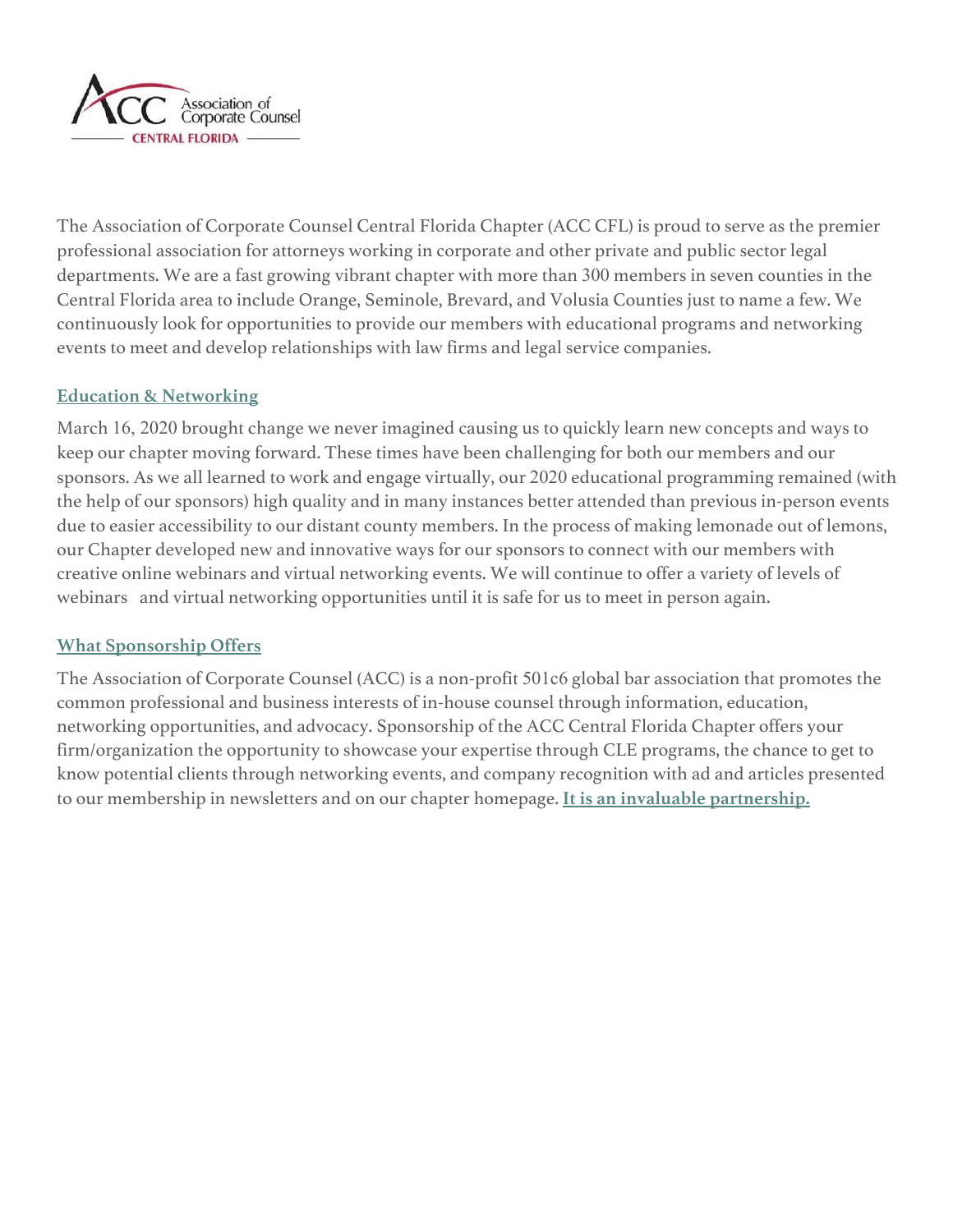The Association of Corporate Counsel Central Florida Chapter (ACC CFL) is proud to serve as the premier professional association for attorneys working in corporate and other private and public sector legal departments. We are a fast growing vibrant chapter with more than 300 members in seven counties in the Central Florida area to include Orange, Seminole, Brevard, and Volusia Counties just to name a few. We continuously look for opportunities to provide our members with educational programs and networking events to meet and develop relationships with law firms and legal service companies.

## Education & Networking

March 16, 2020 brought change we never imagined causing us to quickly learn new concepts and ways to keep our chapter moving forward. These times have been challenging for both our members and our sponsors. As we all learned to work and engage virtually, our 2020 educational programming remained (with the help of our sponsors) high quality and in many instances better attended than previous in-person events due to easier accessibility to our distant county members. In the process of making lemonade out of lemons, our Chapter developed new and innovative ways for our sponsors to connect with our members with creative online webinars and virtual networking events. We will continue to offer a variety of levels of webinars and virtual networking opportunities until it is safe for us to meet in person again.

## What Sponsorship Offers

The Association of Corporate Counsel (ACC) is a non-profit 501c6 global bar association that promotes the common professional and business interests of in-house counsel through information, education, networking opportunities, and advocacy. Sponsorship of the ACC Central Florida Chapter offers your firm/organization the opportunity to showcase your expertise through CLE programs, the chance to get to know potential clients through networking events, and company recognition with ad and articles presented to our membership in newsletters and on our chapter homepage. **It is an invaluable partnership.**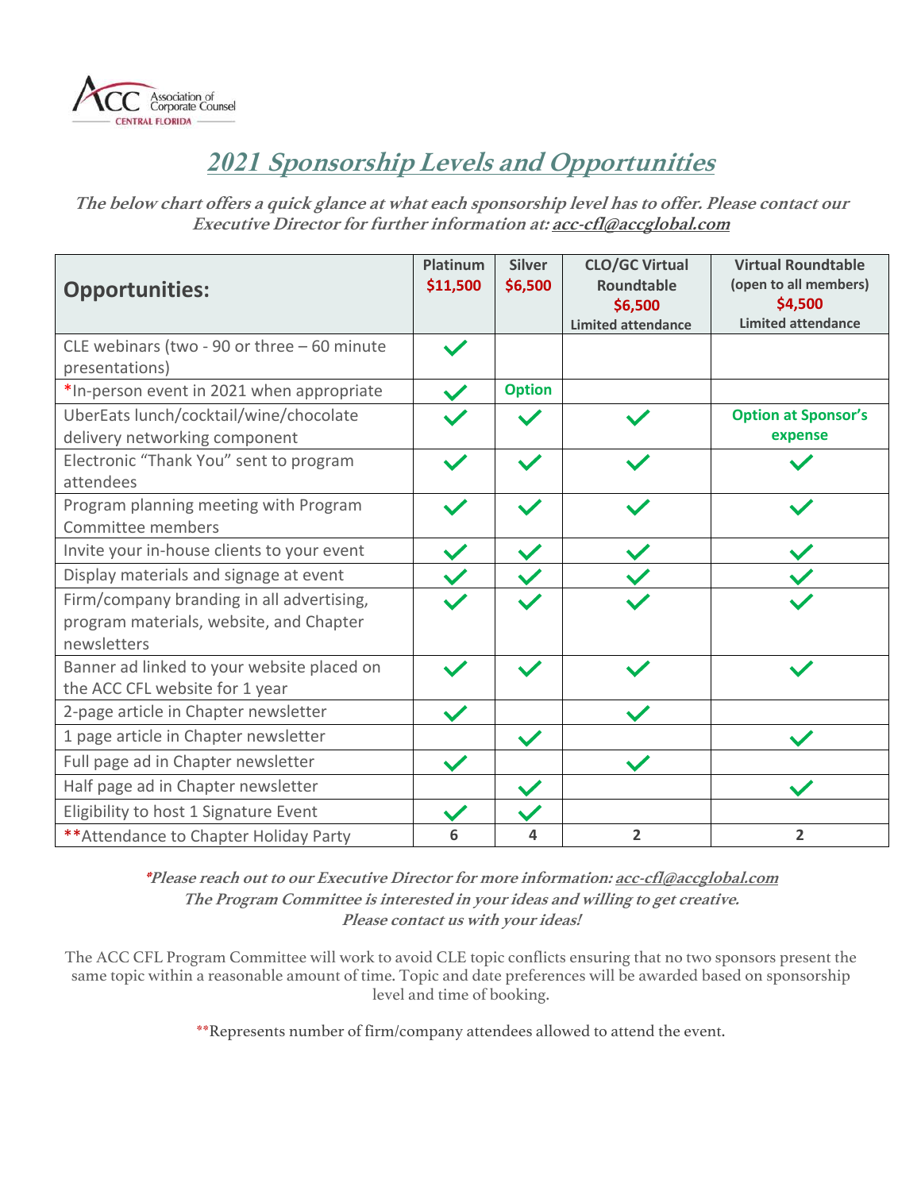ACC Association of Corporate Counsel CENTRAL FLORIDA

# *2021 Sponsorship Levels and Opportunities*

***The below chart offers a quick glance at what each sponsorship level has to offer. Please contact our Executive Director for further information at: acc-cfl@accglobal.com***

| Opportunities: | Platinum $11,500 | Silver $6,500 | CLO/GC Virtual Roundtable $6,500 Limited attendance | Virtual Roundtable (open to all members) $4,500 Limited attendance |
|---|---|---|---|---|
| CLE webinars (two - 90 or three – 60 minute presentations) | ✓ | | | |
| *In-person event in 2021 when appropriate | ✓ | Option | | |
| UberEats lunch/cocktail/wine/chocolate delivery networking component | ✓ | ✓ | ✓ | Option at Sponsor's expense |
| Electronic "Thank You" sent to program attendees | ✓ | ✓ | ✓ | ✓ |
| Program planning meeting with Program Committee members | ✓ | ✓ | ✓ | ✓ |
| Invite your in-house clients to your event | ✓ | ✓ | ✓ | ✓ |
| Display materials and signage at event | ✓ | ✓ | ✓ | ✓ |
| Firm/company branding in all advertising, program materials, website, and Chapter newsletters | ✓ | ✓ | ✓ | ✓ |
| Banner ad linked to your website placed on the ACC CFL website for 1 year | ✓ | ✓ | ✓ | ✓ |
| 2-page article in Chapter newsletter | ✓ | | ✓ | |
| 1 page article in Chapter newsletter | | ✓ | | ✓ |
| Full page ad in Chapter newsletter | ✓ | | ✓ | |
| Half page ad in Chapter newsletter | | ✓ | | ✓ |
| Eligibility to host 1 Signature Event | ✓ | ✓ | | |
| **Attendance to Chapter Holiday Party | 6 | 4 | 2 | 2 |

***\*Please reach out to our Executive Director for more information: acc-cfl@accglobal.com***
***The Program Committee is interested in your ideas and willing to get creative.***
***Please contact us with your ideas!***

The ACC CFL Program Committee will work to avoid CLE topic conflicts ensuring that no two sponsors present the same topic within a reasonable amount of time. Topic and date preferences will be awarded based on sponsorship level and time of booking.

**Represents number of firm/company attendees allowed to attend the event.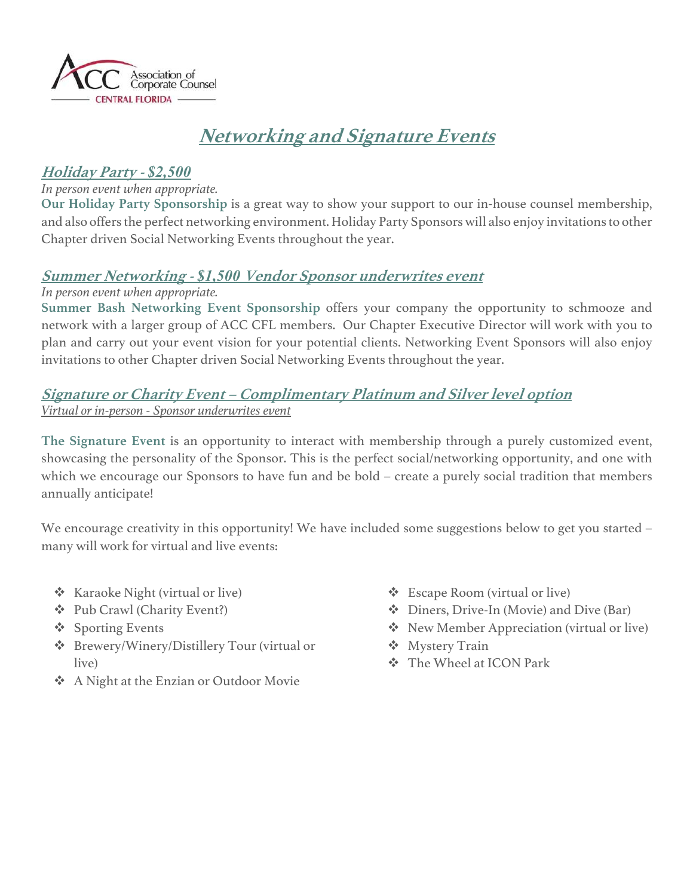# Networking and Signature Events

## Holiday Party - $2,500

*In person event when appropriate.*

**Our Holiday Party Sponsorship** is a great way to show your support to our in-house counsel membership, and also offers the perfect networking environment. Holiday Party Sponsors will also enjoy invitations to other Chapter driven Social Networking Events throughout the year.

## Summer Networking - $1,500 Vendor Sponsor underwrites event

*In person event when appropriate.*

**Summer Bash Networking Event Sponsorship** offers your company the opportunity to schmooze and network with a larger group of ACC CFL members. Our Chapter Executive Director will work with you to plan and carry out your event vision for your potential clients. Networking Event Sponsors will also enjoy invitations to other Chapter driven Social Networking Events throughout the year.

## Signature or Charity Event – Complimentary Platinum and Silver level option

*Virtual or in-person - Sponsor underwrites event*

**The Signature Event** is an opportunity to interact with membership through a purely customized event, showcasing the personality of the Sponsor. This is the perfect social/networking opportunity, and one with which we encourage our Sponsors to have fun and be bold – create a purely social tradition that members annually anticipate!

We encourage creativity in this opportunity! We have included some suggestions below to get you started – many will work for virtual and live events:

- Karaoke Night (virtual or live)
- Pub Crawl (Charity Event?)
- Sporting Events
- Brewery/Winery/Distillery Tour (virtual or live)
- A Night at the Enzian or Outdoor Movie
- Escape Room (virtual or live)
- Diners, Drive-In (Movie) and Dive (Bar)
- New Member Appreciation (virtual or live)
- Mystery Train
- The Wheel at ICON Park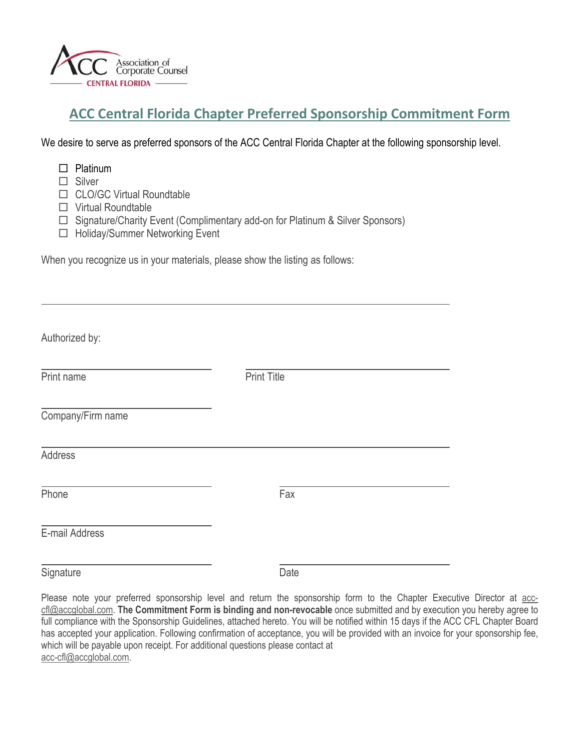ACC Association of Corporate Counsel CENTRAL FLORIDA

## ACC Central Florida Chapter Preferred Sponsorship Commitment Form

We desire to serve as preferred sponsors of the ACC Central Florida Chapter at the following sponsorship level.

- ☐ Platinum
- ☐ Silver
- ☐ CLO/GC Virtual Roundtable
- ☐ Virtual Roundtable
- ☐ Signature/Charity Event (Complimentary add-on for Platinum & Silver Sponsors)
- ☐ Holiday/Summer Networking Event

When you recognize us in your materials, please show the listing as follows:

\_\_\_\_\_\_\_\_\_\_\_\_\_\_\_\_\_\_\_\_\_\_\_\_\_\_\_\_\_\_\_\_\_\_\_\_\_\_\_\_\_\_\_\_\_\_\_\_\_\_\_\_\_\_\_\_

Authorized by:

\_\_\_\_\_\_\_\_\_\_\_\_\_\_\_\_\_\_\_\_\_\_\_\_\_ \_\_\_\_\_\_\_\_\_\_\_\_\_\_\_\_\_\_\_\_\_\_\_\_\_\_\_\_\_\_
Print name Print Title

\_\_\_\_\_\_\_\_\_\_\_\_\_\_\_\_\_\_\_\_\_\_\_\_\_
Company/Firm name

\_\_\_\_\_\_\_\_\_\_\_\_\_\_\_\_\_\_\_\_\_\_\_\_\_\_\_\_\_\_\_\_\_\_\_\_\_\_\_\_\_\_\_\_\_\_\_\_\_\_\_\_\_\_\_\_
Address

\_\_\_\_\_\_\_\_\_\_\_\_\_\_\_\_\_\_\_\_\_\_\_\_\_ \_\_\_\_\_\_\_\_\_\_\_\_\_\_\_\_\_\_\_\_\_\_\_\_\_
Phone Fax

\_\_\_\_\_\_\_\_\_\_\_\_\_\_\_\_\_\_\_\_\_\_\_\_\_
E-mail Address

\_\_\_\_\_\_\_\_\_\_\_\_\_\_\_\_\_\_\_\_\_\_\_\_\_ \_\_\_\_\_\_\_\_\_\_\_\_\_\_\_\_\_\_\_\_\_\_\_\_\_
Signature Date

Please note your preferred sponsorship level and return the sponsorship form to the Chapter Executive Director at acc-cfl@accglobal.com. **The Commitment Form is binding and non-revocable** once submitted and by execution you hereby agree to full compliance with the Sponsorship Guidelines, attached hereto. You will be notified within 15 days if the ACC CFL Chapter Board has accepted your application. Following confirmation of acceptance, you will be provided with an invoice for your sponsorship fee, which will be payable upon receipt. For additional questions please contact at acc-cfl@accglobal.com.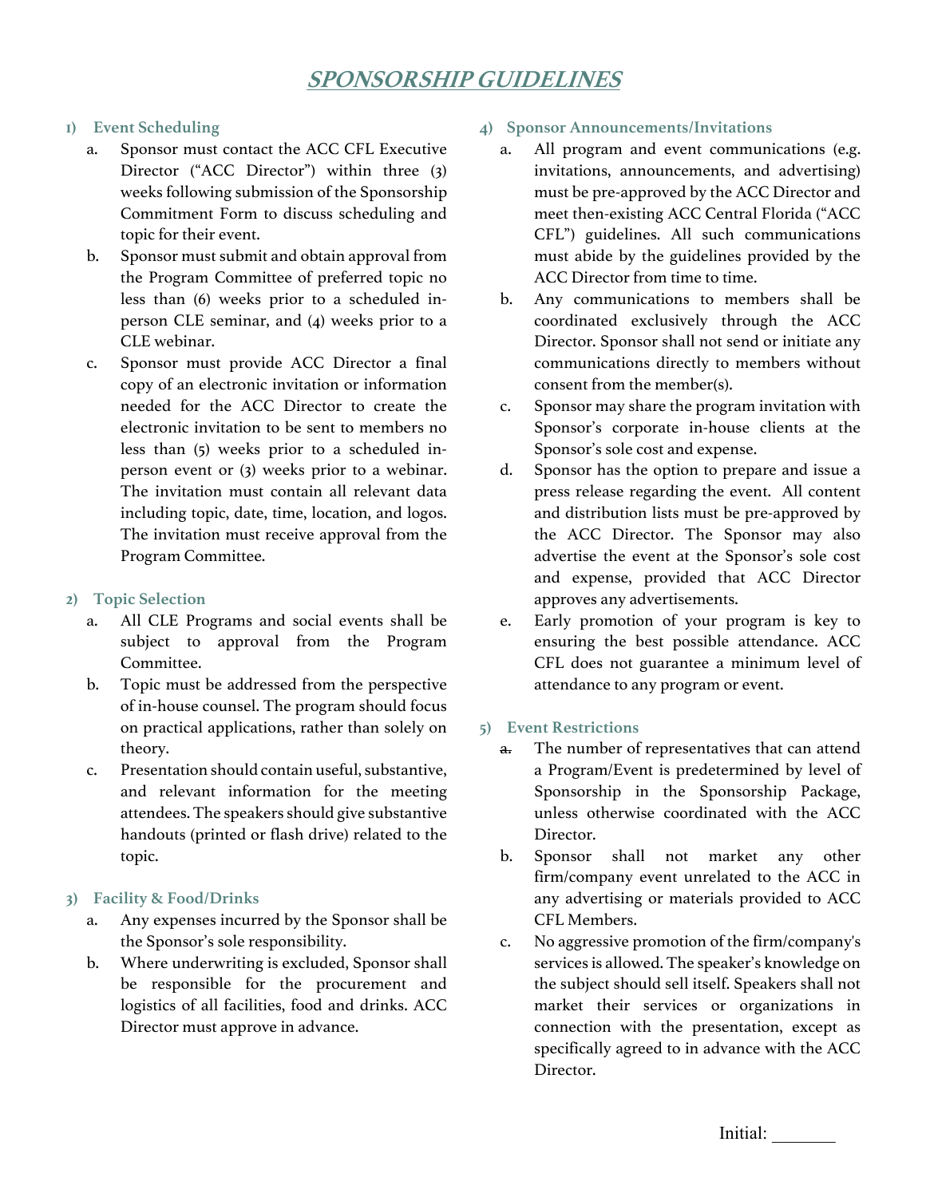# ***SPONSORSHIP GUIDELINES***

## 1) Event Scheduling

a. Sponsor must contact the ACC CFL Executive Director ("ACC Director") within three (3) weeks following submission of the Sponsorship Commitment Form to discuss scheduling and topic for their event.

b. Sponsor must submit and obtain approval from the Program Committee of preferred topic no less than (6) weeks prior to a scheduled in-person CLE seminar, and (4) weeks prior to a CLE webinar.

c. Sponsor must provide ACC Director a final copy of an electronic invitation or information needed for the ACC Director to create the electronic invitation to be sent to members no less than (5) weeks prior to a scheduled in-person event or (3) weeks prior to a webinar. The invitation must contain all relevant data including topic, date, time, location, and logos. The invitation must receive approval from the Program Committee.

## 2) Topic Selection

a. All CLE Programs and social events shall be subject to approval from the Program Committee.

b. Topic must be addressed from the perspective of in-house counsel. The program should focus on practical applications, rather than solely on theory.

c. Presentation should contain useful, substantive, and relevant information for the meeting attendees. The speakers should give substantive handouts (printed or flash drive) related to the topic.

## 3) Facility & Food/Drinks

a. Any expenses incurred by the Sponsor shall be the Sponsor's sole responsibility.

b. Where underwriting is excluded, Sponsor shall be responsible for the procurement and logistics of all facilities, food and drinks. ACC Director must approve in advance.

## 4) Sponsor Announcements/Invitations

a. All program and event communications (e.g. invitations, announcements, and advertising) must be pre-approved by the ACC Director and meet then-existing ACC Central Florida ("ACC CFL") guidelines. All such communications must abide by the guidelines provided by the ACC Director from time to time.

b. Any communications to members shall be coordinated exclusively through the ACC Director. Sponsor shall not send or initiate any communications directly to members without consent from the member(s).

c. Sponsor may share the program invitation with Sponsor's corporate in-house clients at the Sponsor's sole cost and expense.

d. Sponsor has the option to prepare and issue a press release regarding the event. All content and distribution lists must be pre-approved by the ACC Director. The Sponsor may also advertise the event at the Sponsor's sole cost and expense, provided that ACC Director approves any advertisements.

e. Early promotion of your program is key to ensuring the best possible attendance. ACC CFL does not guarantee a minimum level of attendance to any program or event.

## 5) Event Restrictions

a. The number of representatives that can attend a Program/Event is predetermined by level of Sponsorship in the Sponsorship Package, unless otherwise coordinated with the ACC Director.

b. Sponsor shall not market any other firm/company event unrelated to the ACC in any advertising or materials provided to ACC CFL Members.

c. No aggressive promotion of the firm/company's services is allowed. The speaker's knowledge on the subject should sell itself. Speakers shall not market their services or organizations in connection with the presentation, except as specifically agreed to in advance with the ACC Director.

Initial: _______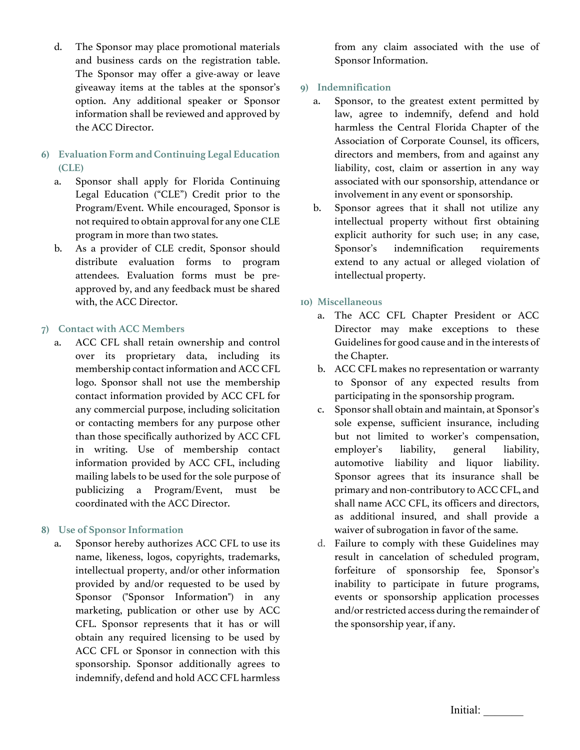d. The Sponsor may place promotional materials and business cards on the registration table. The Sponsor may offer a give-away or leave giveaway items at the tables at the sponsor's option. Any additional speaker or Sponsor information shall be reviewed and approved by the ACC Director.

## 6) Evaluation Form and Continuing Legal Education (CLE)

a. Sponsor shall apply for Florida Continuing Legal Education ("CLE") Credit prior to the Program/Event. While encouraged, Sponsor is not required to obtain approval for any one CLE program in more than two states.

b. As a provider of CLE credit, Sponsor should distribute evaluation forms to program attendees. Evaluation forms must be pre-approved by, and any feedback must be shared with, the ACC Director.

## 7) Contact with ACC Members

a. ACC CFL shall retain ownership and control over its proprietary data, including its membership contact information and ACC CFL logo. Sponsor shall not use the membership contact information provided by ACC CFL for any commercial purpose, including solicitation or contacting members for any purpose other than those specifically authorized by ACC CFL in writing. Use of membership contact information provided by ACC CFL, including mailing labels to be used for the sole purpose of publicizing a Program/Event, must be coordinated with the ACC Director.

## 8) Use of Sponsor Information

a. Sponsor hereby authorizes ACC CFL to use its name, likeness, logos, copyrights, trademarks, intellectual property, and/or other information provided by and/or requested to be used by Sponsor ("Sponsor Information") in any marketing, publication or other use by ACC CFL. Sponsor represents that it has or will obtain any required licensing to be used by ACC CFL or Sponsor in connection with this sponsorship. Sponsor additionally agrees to indemnify, defend and hold ACC CFL harmless from any claim associated with the use of Sponsor Information.

## 9) Indemnification

a. Sponsor, to the greatest extent permitted by law, agree to indemnify, defend and hold harmless the Central Florida Chapter of the Association of Corporate Counsel, its officers, directors and members, from and against any liability, cost, claim or assertion in any way associated with our sponsorship, attendance or involvement in any event or sponsorship.

b. Sponsor agrees that it shall not utilize any intellectual property without first obtaining explicit authority for such use; in any case, Sponsor's indemnification requirements extend to any actual or alleged violation of intellectual property.

## 10) Miscellaneous

a. The ACC CFL Chapter President or ACC Director may make exceptions to these Guidelines for good cause and in the interests of the Chapter.

b. ACC CFL makes no representation or warranty to Sponsor of any expected results from participating in the sponsorship program.

c. Sponsor shall obtain and maintain, at Sponsor's sole expense, sufficient insurance, including but not limited to worker's compensation, employer's liability, general liability, automotive liability and liquor liability. Sponsor agrees that its insurance shall be primary and non-contributory to ACC CFL, and shall name ACC CFL, its officers and directors, as additional insured, and shall provide a waiver of subrogation in favor of the same.

d. Failure to comply with these Guidelines may result in cancelation of scheduled program, forfeiture of sponsorship fee, Sponsor's inability to participate in future programs, events or sponsorship application processes and/or restricted access during the remainder of the sponsorship year, if any.

Initial: _______